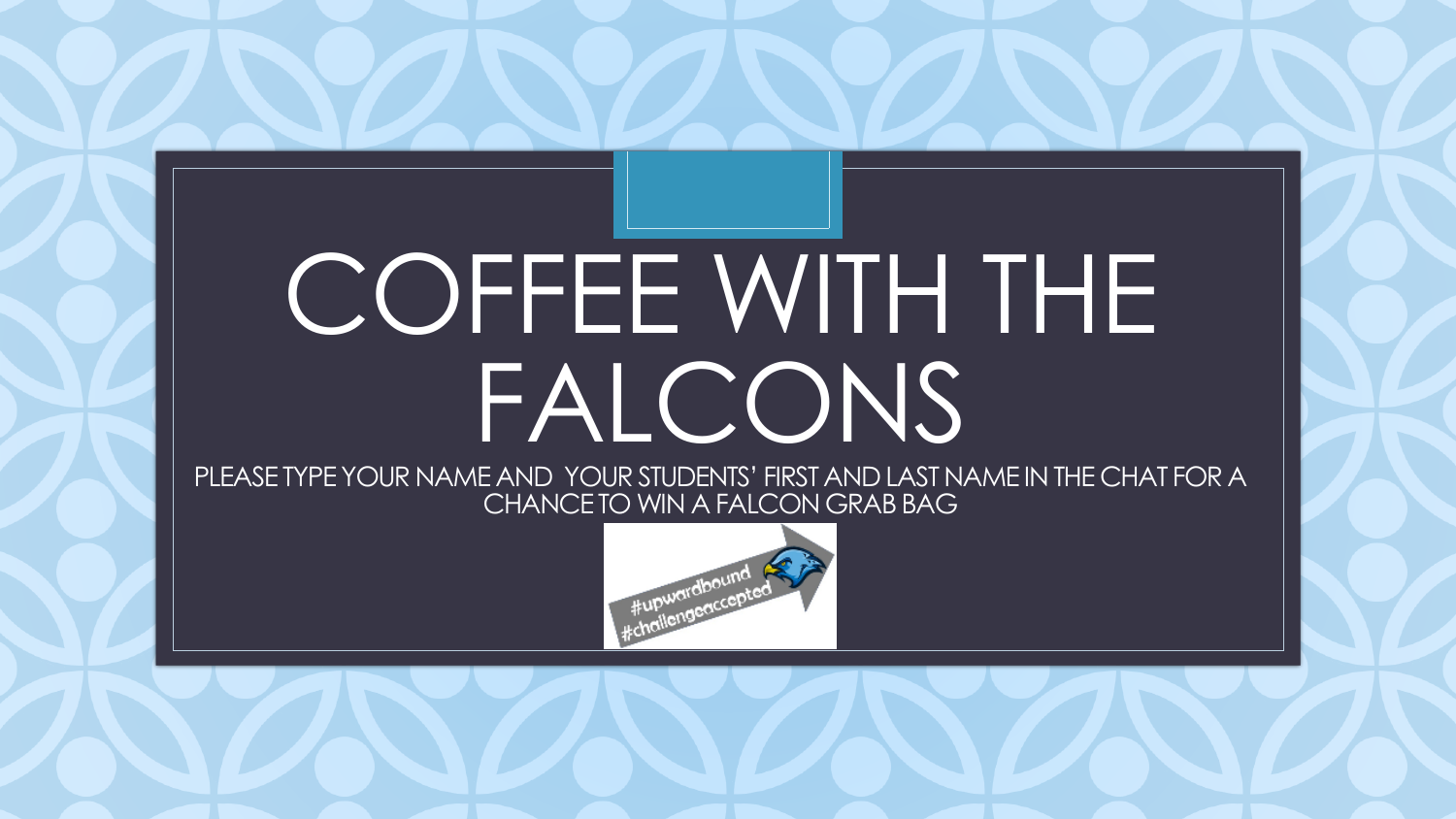# COFFEE WITH THE FALCONS

PLEASE TYPE YOUR NAME AND YOUR STUDENTS' FIRST AND LAST NAME IN THE CHAT FOR A CHANCE TO WIN A FALCON GRAB BAG

#upwardbound #challengeaccepted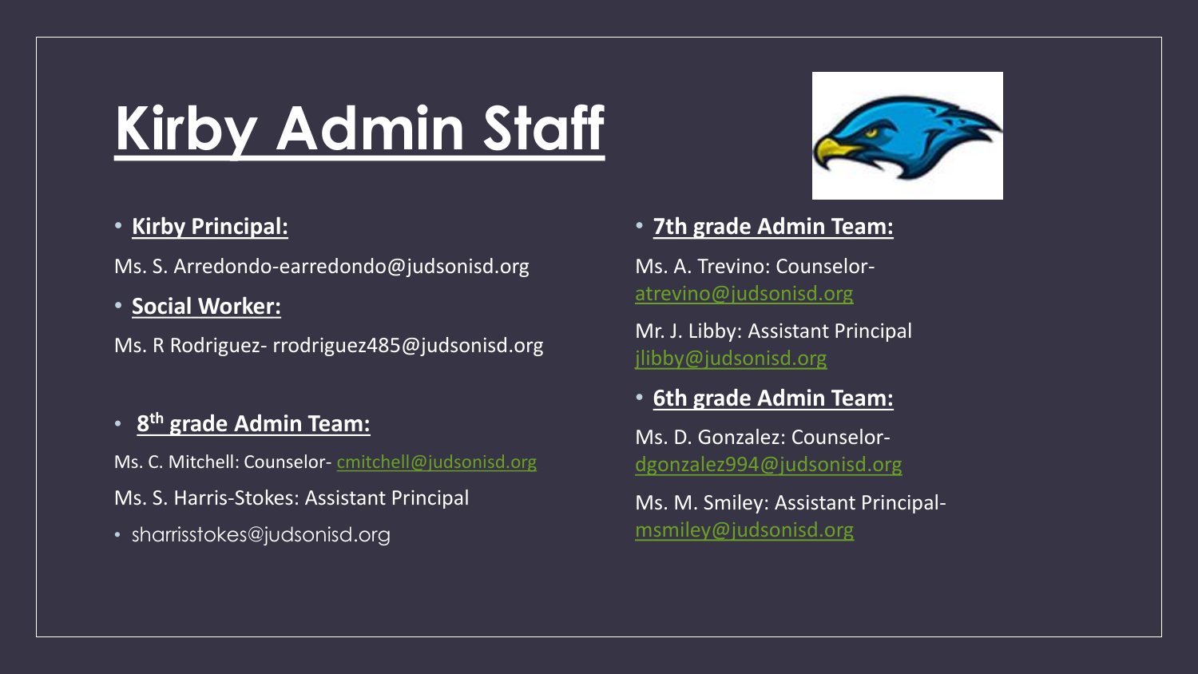# Kirby Admin Staff

- **Kirby Principal:**

Ms. S. Arredondo-earredondo@judsonisd.org

- **Social Worker:**

Ms. R Rodriguez- rrodriguez485@judsonisd.org

- **8th grade Admin Team:**

Ms. C. Mitchell: Counselor- cmitchell@judsonisd.org

Ms. S. Harris-Stokes: Assistant Principal

- sharrisstokes@judsonisd.org

- **7th grade Admin Team:**

Ms. A. Trevino: Counselor- atrevino@judsonisd.org

Mr. J. Libby: Assistant Principal jlibby@judsonisd.org

- **6th grade Admin Team:**

Ms. D. Gonzalez: Counselor- dgonzalez994@judsonisd.org

Ms. M. Smiley: Assistant Principal- msmiley@judsonisd.org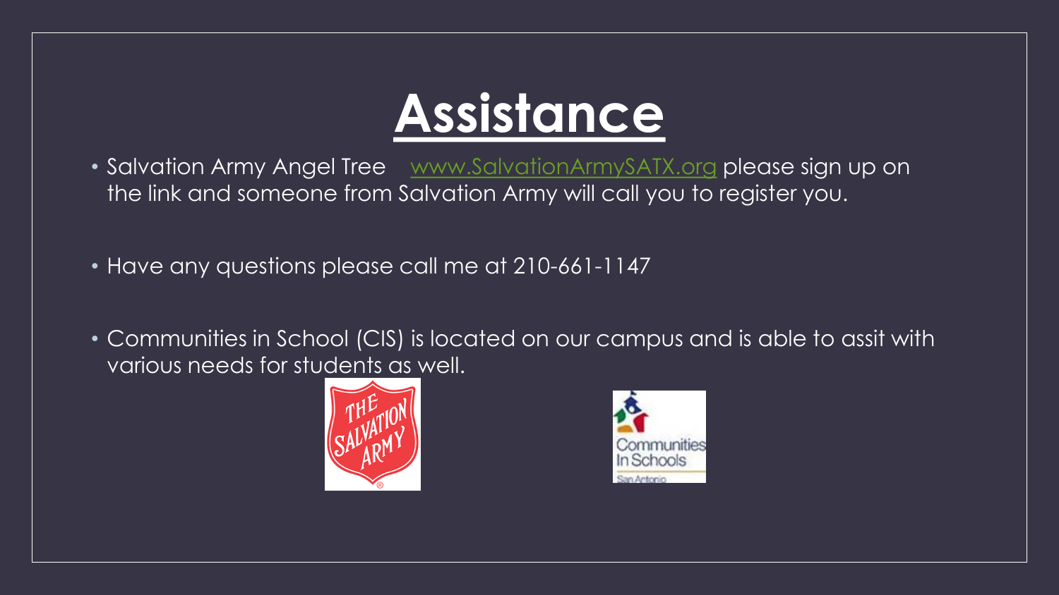# Assistance

- Salvation Army Angel Tree [www.SalvationArmySATX.org](www.SalvationArmySATX.org) please sign up on the link and someone from Salvation Army will call you to register you.

- Have any questions please call me at 210-661-1147

- Communities in School (CIS) is located on our campus and is able to assit with various needs for students as well.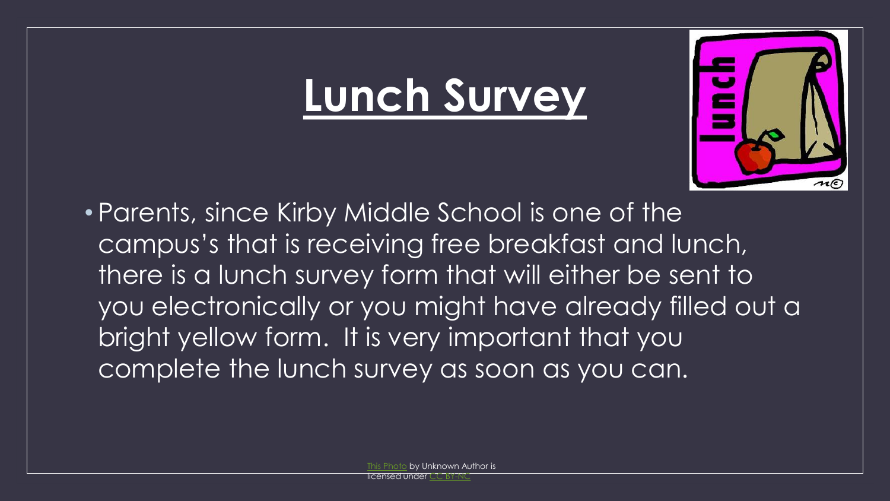# Lunch Survey

- Parents, since Kirby Middle School is one of the campus's that is receiving free breakfast and lunch, there is a lunch survey form that will either be sent to you electronically or you might have already filled out a bright yellow form. It is very important that you complete the lunch survey as soon as you can.

This Photo by Unknown Author is licensed under CC BY-NC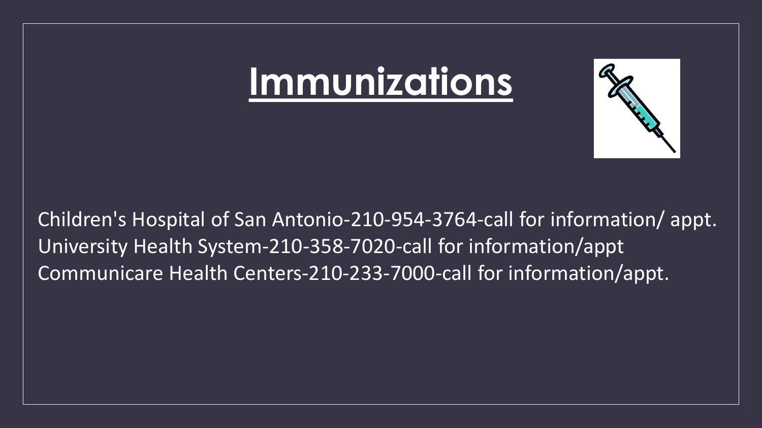# Immunizations

Children's Hospital of San Antonio-210-954-3764-call for information/ appt.
University Health System-210-358-7020-call for information/appt
Communicare Health Centers-210-233-7000-call for information/appt.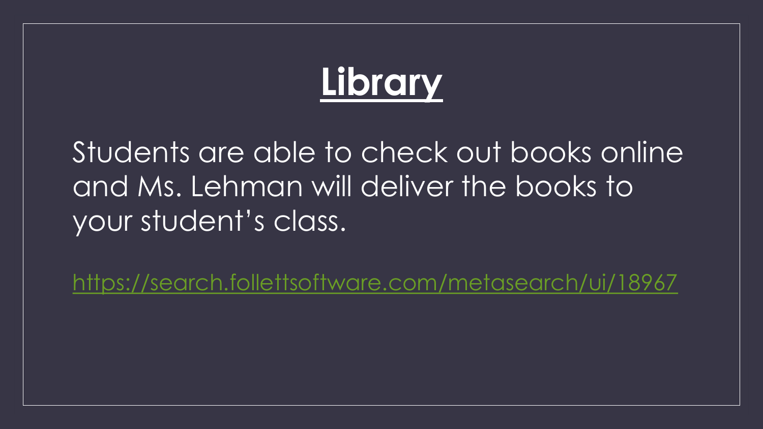# Library

Students are able to check out books online and Ms. Lehman will deliver the books to your student's class.

https://search.follettsoftware.com/metasearch/ui/18967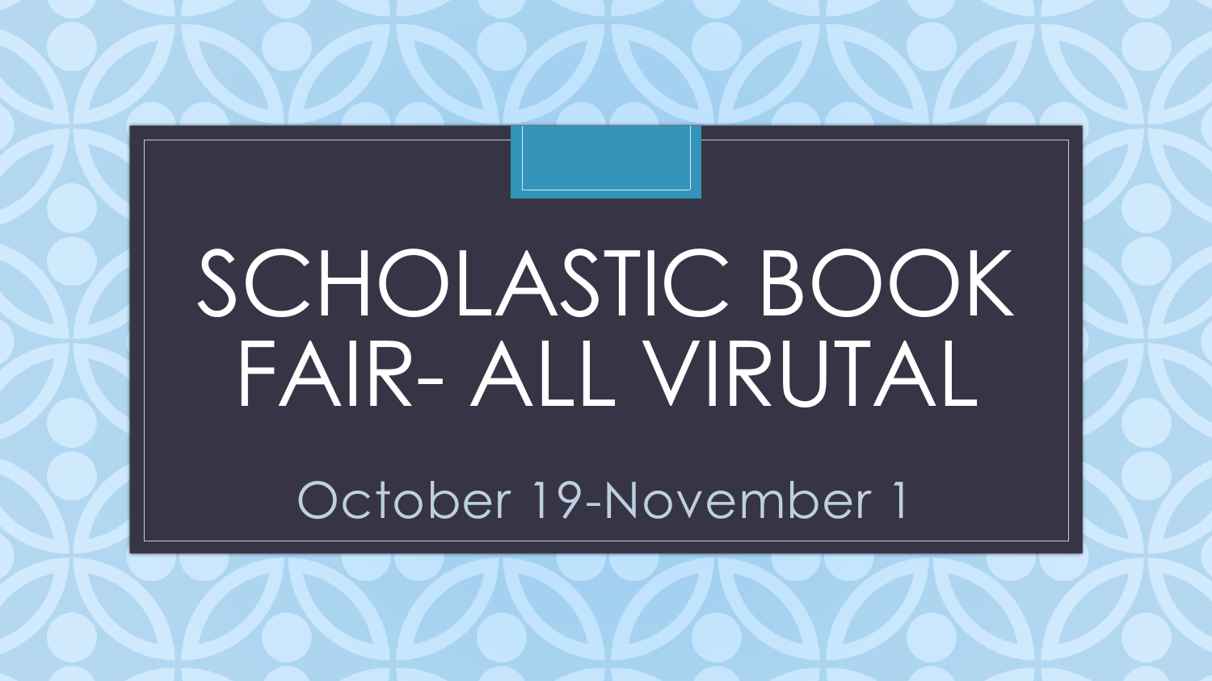# SCHOLASTIC BOOK FAIR- ALL VIRUTAL

October 19-November 1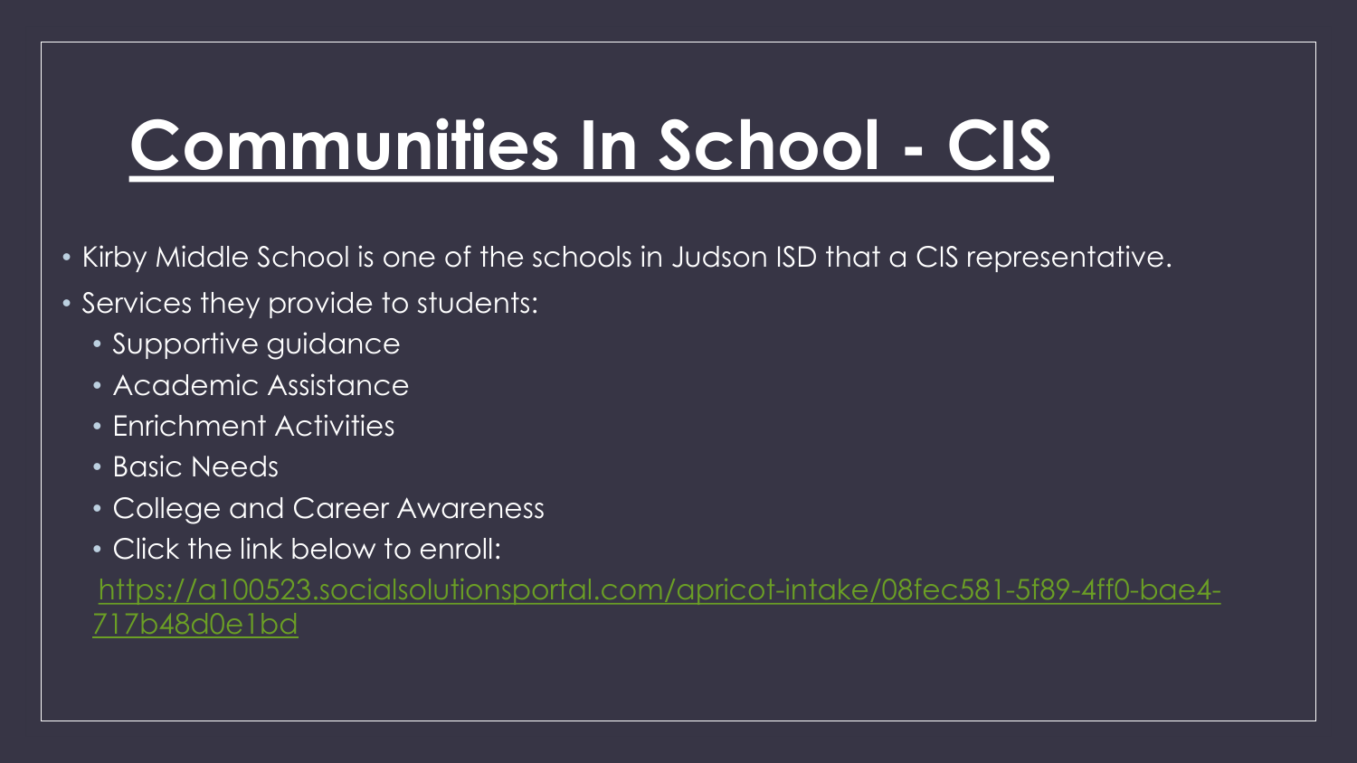# Communities In School - CIS

- Kirby Middle School is one of the schools in Judson ISD that a CIS representative.
- Services they provide to students:
  - Supportive guidance
  - Academic Assistance
  - Enrichment Activities
  - Basic Needs
  - College and Career Awareness
  - Click the link below to enroll:

[https://a100523.socialsolutionsportal.com/apricot-intake/08fec581-5f89-4ff0-bae4-717b48d0e1bd](https://a100523.socialsolutionsportal.com/apricot-intake/08fec581-5f89-4ff0-bae4-717b48d0e1bd)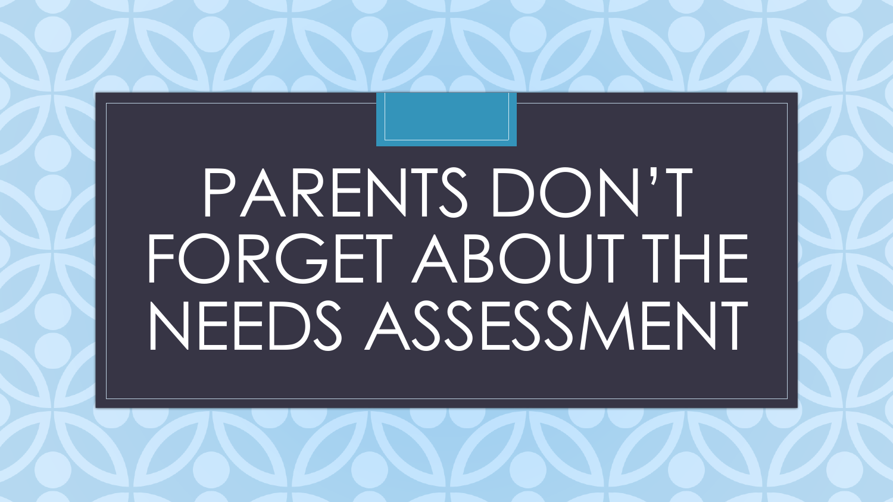# PARENTS DON'T FORGET ABOUT THE NEEDS ASSESSMENT